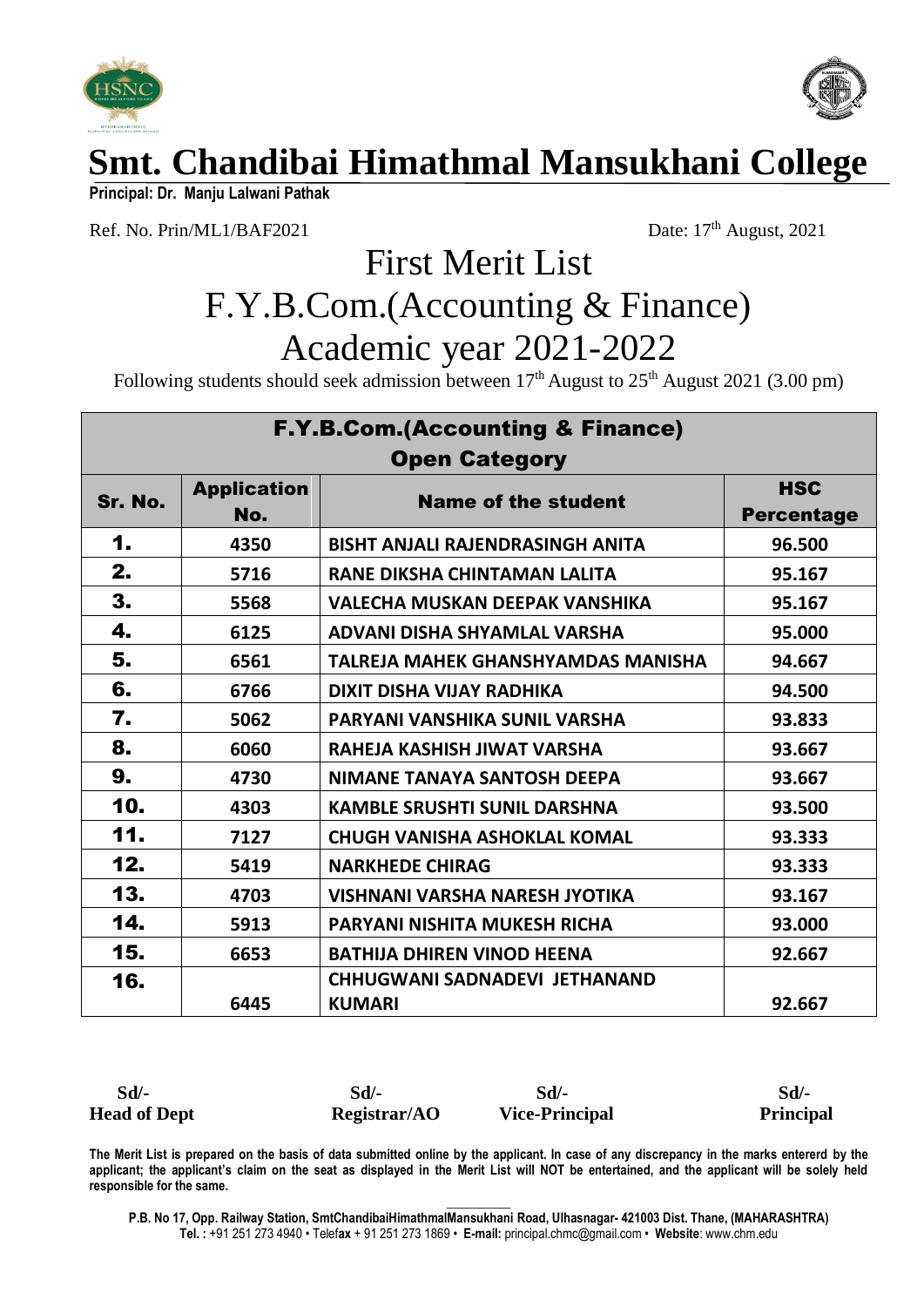# Smt. Chandibai Himathmal Mansukhani College

**Principal: Dr. Manju Lalwani Pathak**

Ref. No. Prin/ML1/BAF2021

Date: 17th August, 2021

# First Merit List
# F.Y.B.Com.(Accounting & Finance)
# Academic year 2021-2022

Following students should seek admission between 17th August to 25th August 2021 (3.00 pm)

| F.Y.B.Com.(Accounting & Finance) Open Category | | | |
|---|---|---|---|
| **Sr. No.** | **Application No.** | **Name of the student** | **HSC Percentage** |
| 1. | 4350 | BISHT ANJALI RAJENDRASINGH ANITA | 96.500 |
| 2. | 5716 | RANE DIKSHA CHINTAMAN LALITA | 95.167 |
| 3. | 5568 | VALECHA MUSKAN DEEPAK VANSHIKA | 95.167 |
| 4. | 6125 | ADVANI DISHA SHYAMLAL VARSHA | 95.000 |
| 5. | 6561 | TALREJA MAHEK GHANSHYAMDAS MANISHA | 94.667 |
| 6. | 6766 | DIXIT DISHA VIJAY RADHIKA | 94.500 |
| 7. | 5062 | PARYANI VANSHIKA SUNIL VARSHA | 93.833 |
| 8. | 6060 | RAHEJA KASHISH JIWAT VARSHA | 93.667 |
| 9. | 4730 | NIMANE TANAYA SANTOSH DEEPA | 93.667 |
| 10. | 4303 | KAMBLE SRUSHTI SUNIL DARSHNA | 93.500 |
| 11. | 7127 | CHUGH VANISHA ASHOKLAL KOMAL | 93.333 |
| 12. | 5419 | NARKHEDE CHIRAG | 93.333 |
| 13. | 4703 | VISHNANI VARSHA NARESH JYOTIKA | 93.167 |
| 14. | 5913 | PARYANI NISHITA MUKESH RICHA | 93.000 |
| 15. | 6653 | BATHIJA DHIREN VINOD HEENA | 92.667 |
| 16. | 6445 | CHHUGWANI SADNADEVI JETHANAND KUMARI | 92.667 |

| Sd/- | Sd/- | Sd/- | Sd/- |
|---|---|---|---|
| **Head of Dept** | **Registrar/AO** | **Vice-Principal** | **Principal** |

**The Merit List is prepared on the basis of data submitted online by the applicant. In case of any discrepancy in the marks entererd by the applicant; the applicant's claim on the seat as displayed in the Merit List will NOT be entertained, and the applicant will be solely held responsible for the same.**

**P.B. No 17, Opp. Railway Station, SmtChandibaiHimathmalMansukhani Road, Ulhasnagar- 421003 Dist. Thane, (MAHARASHTRA)**
**Tel. :** +91 251 273 4940 • Tele**fax** + 91 251 273 1869 • **E-mail:** principal.chmc@gmail.com • **Website**: www.chm.edu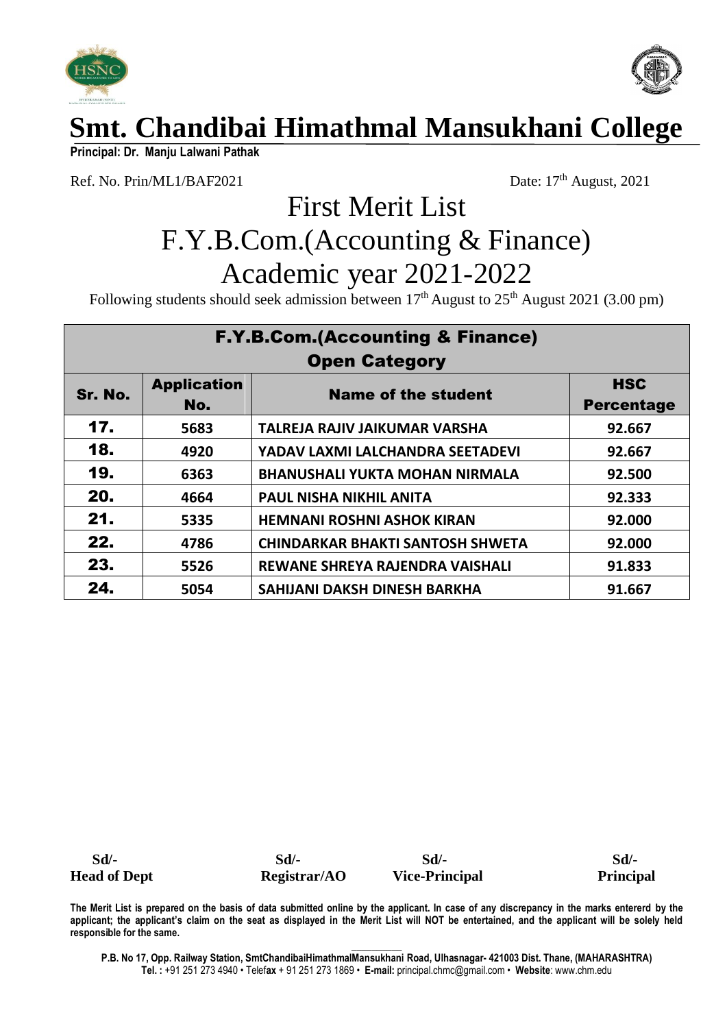# Smt. Chandibai Himathmal Mansukhani College

**Principal: Dr. Manju Lalwani Pathak**

Ref. No. Prin/ML1/BAF2021

Date: 17th August, 2021

## First Merit List
## F.Y.B.Com.(Accounting & Finance)
## Academic year 2021-2022

Following students should seek admission between 17th August to 25th August 2021 (3.00 pm)

| F.Y.B.Com.(Accounting & Finance) Open Category | | | |
|---|---|---|---|
| **Sr. No.** | **Application No.** | **Name of the student** | **HSC Percentage** |
| **17.** | 5683 | TALREJA RAJIV JAIKUMAR VARSHA | 92.667 |
| **18.** | 4920 | YADAV LAXMI LALCHANDRA SEETADEVI | 92.667 |
| **19.** | 6363 | BHANUSHALI YUKTA MOHAN NIRMALA | 92.500 |
| **20.** | 4664 | PAUL NISHA NIKHIL ANITA | 92.333 |
| **21.** | 5335 | HEMNANI ROSHNI ASHOK KIRAN | 92.000 |
| **22.** | 4786 | CHINDARKAR BHAKTI SANTOSH SHWETA | 92.000 |
| **23.** | 5526 | REWANE SHREYA RAJENDRA VAISHALI | 91.833 |
| **24.** | 5054 | SAHIJANI DAKSH DINESH BARKHA | 91.667 |

| Sd/- | Sd/- | Sd/- | Sd/- |
|---|---|---|---|
| **Head of Dept** | **Registrar/AO** | **Vice-Principal** | **Principal** |

**The Merit List is prepared on the basis of data submitted online by the applicant. In case of any discrepancy in the marks entererd by the applicant; the applicant's claim on the seat as displayed in the Merit List will NOT be entertained, and the applicant will be solely held responsible for the same.**

**P.B. No 17, Opp. Railway Station, SmtChandibaiHimathmalMansukhani Road, Ulhasnagar- 421003 Dist. Thane, (MAHARASHTRA)**
**Tel. :** +91 251 273 4940 • Tele**fax** + 91 251 273 1869 • **E-mail:** principal.chmc@gmail.com • **Website**: www.chm.edu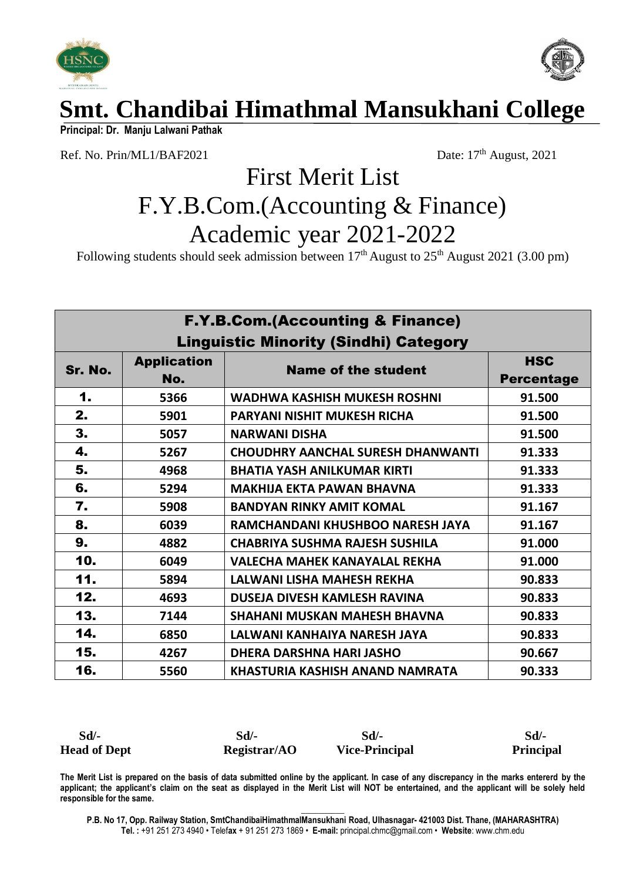# Smt. Chandibai Himathmal Mansukhani College

**Principal: Dr. Manju Lalwani Pathak**

Ref. No. Prin/ML1/BAF2021

Date: 17th August, 2021

## First Merit List
## F.Y.B.Com.(Accounting & Finance)
## Academic year 2021-2022

Following students should seek admission between 17th August to 25th August 2021 (3.00 pm)

| F.Y.B.Com.(Accounting & Finance) Linguistic Minority (Sindhi) Category | | | |
|---|---|---|---|
| **Sr. No.** | **Application No.** | **Name of the student** | **HSC Percentage** |
| 1. | 5366 | WADHWA KASHISH MUKESH ROSHNI | 91.500 |
| 2. | 5901 | PARYANI NISHIT MUKESH RICHA | 91.500 |
| 3. | 5057 | NARWANI DISHA | 91.500 |
| 4. | 5267 | CHOUDHRY AANCHAL SURESH DHANWANTI | 91.333 |
| 5. | 4968 | BHATIA YASH ANILKUMAR KIRTI | 91.333 |
| 6. | 5294 | MAKHIJA EKTA PAWAN BHAVNA | 91.333 |
| 7. | 5908 | BANDYAN RINKY AMIT KOMAL | 91.167 |
| 8. | 6039 | RAMCHANDANI KHUSHBOO NARESH JAYA | 91.167 |
| 9. | 4882 | CHABRIYA SUSHMA RAJESH SUSHILA | 91.000 |
| 10. | 6049 | VALECHA MAHEK KANAYALAL REKHA | 91.000 |
| 11. | 5894 | LALWANI LISHA MAHESH REKHA | 90.833 |
| 12. | 4693 | DUSEJA DIVESH KAMLESH RAVINA | 90.833 |
| 13. | 7144 | SHAHANI MUSKAN MAHESH BHAVNA | 90.833 |
| 14. | 6850 | LALWANI KANHAIYA NARESH JAYA | 90.833 |
| 15. | 4267 | DHERA DARSHNA HARI JASHO | 90.667 |
| 16. | 5560 | KHASTURIA KASHISH ANAND NAMRATA | 90.333 |

| Sd/- | Sd/- | Sd/- | Sd/- |
|---|---|---|---|
| **Head of Dept** | **Registrar/AO** | **Vice-Principal** | **Principal** |

**The Merit List is prepared on the basis of data submitted online by the applicant. In case of any discrepancy in the marks entererd by the applicant; the applicant's claim on the seat as displayed in the Merit List will NOT be entertained, and the applicant will be solely held responsible for the same.**

**P.B. No 17, Opp. Railway Station, SmtChandibaiHimathmalMansukhani Road, Ulhasnagar- 421003 Dist. Thane, (MAHARASHTRA)**
**Tel. :** +91 251 273 4940 • Tele**fax** + 91 251 273 1869 • **E-mail:** principal.chmc@gmail.com • **Website**: www.chm.edu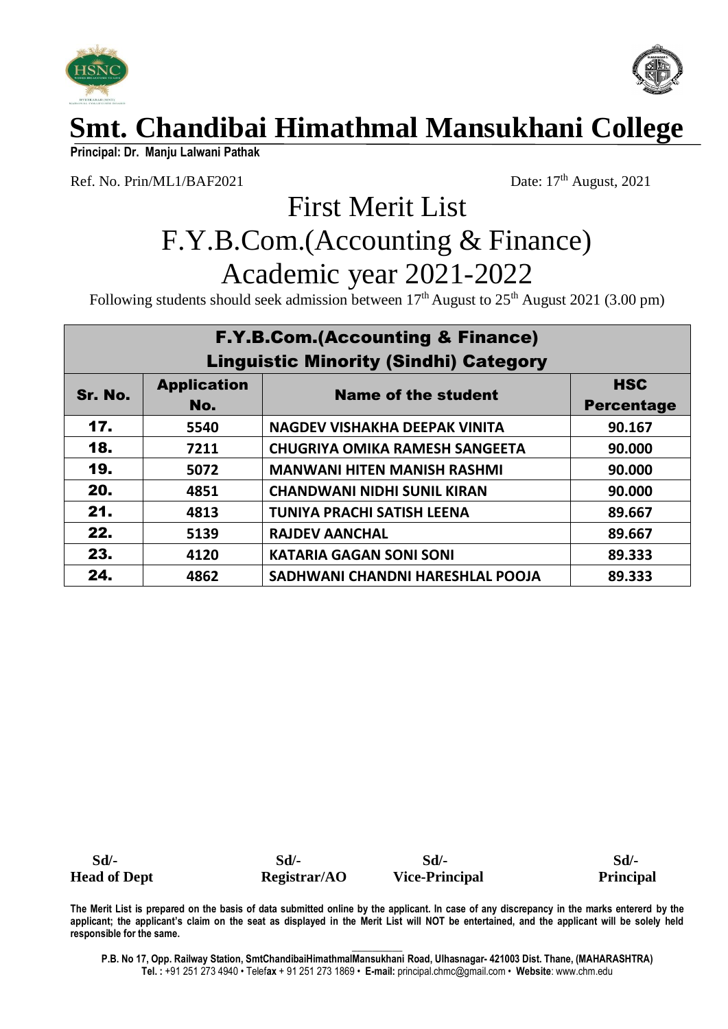# Smt. Chandibai Himathmal Mansukhani College

**Principal: Dr. Manju Lalwani Pathak**

Ref. No. Prin/ML1/BAF2021

Date: 17th August, 2021

## First Merit List
## F.Y.B.Com.(Accounting & Finance)
## Academic year 2021-2022

Following students should seek admission between 17th August to 25th August 2021 (3.00 pm)

| F.Y.B.Com.(Accounting & Finance) Linguistic Minority (Sindhi) Category | | | |
|---|---|---|---|
| **Sr. No.** | **Application No.** | **Name of the student** | **HSC Percentage** |
| 17. | 5540 | NAGDEV VISHAKHA DEEPAK VINITA | 90.167 |
| 18. | 7211 | CHUGRIYA OMIKA RAMESH SANGEETA | 90.000 |
| 19. | 5072 | MANWANI HITEN MANISH RASHMI | 90.000 |
| 20. | 4851 | CHANDWANI NIDHI SUNIL KIRAN | 90.000 |
| 21. | 4813 | TUNIYA PRACHI SATISH LEENA | 89.667 |
| 22. | 5139 | RAJDEV AANCHAL | 89.667 |
| 23. | 4120 | KATARIA GAGAN SONI SONI | 89.333 |
| 24. | 4862 | SADHWANI CHANDNI HARESHLAL POOJA | 89.333 |

| Sd/- | Sd/- | Sd/- | Sd/- |
|---|---|---|---|
| **Head of Dept** | **Registrar/AO** | **Vice-Principal** | **Principal** |

**The Merit List is prepared on the basis of data submitted online by the applicant. In case of any discrepancy in the marks entererd by the applicant; the applicant's claim on the seat as displayed in the Merit List will NOT be entertained, and the applicant will be solely held responsible for the same.**

**P.B. No 17, Opp. Railway Station, SmtChandibaiHimathmalMansukhani Road, Ulhasnagar- 421003 Dist. Thane, (MAHARASHTRA)**
**Tel. :** +91 251 273 4940 • Tele**fax** + 91 251 273 1869 • **E-mail:** principal.chmc@gmail.com • **Website**: www.chm.edu